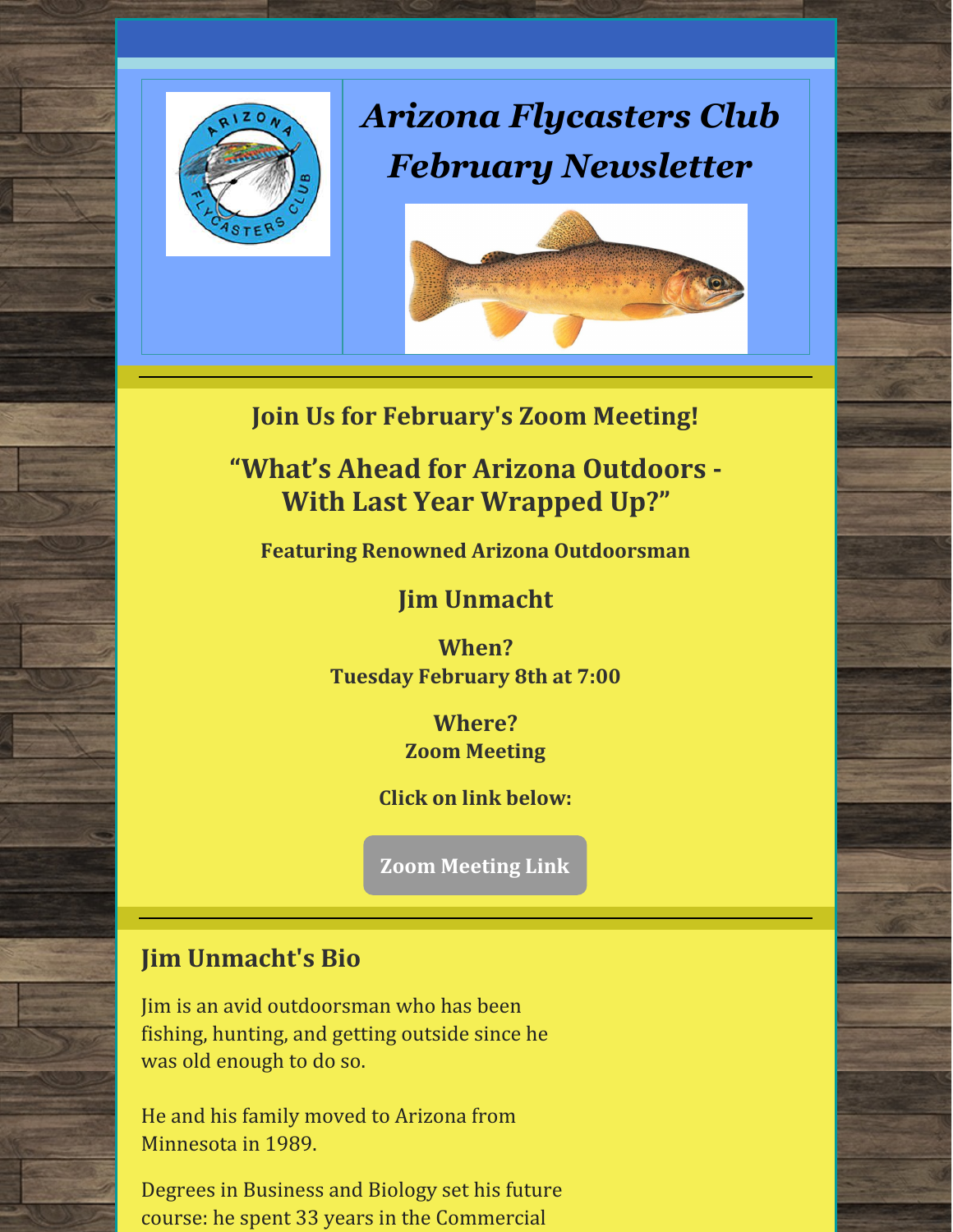# Arizona Flycasters Club February Newsletter

## Join Us for February's Zoom Meeting!

## "What's Ahead for Arizona Outdoors - With Last Year Wrapped Up?"

**Featuring Renowned Arizona Outdoorsman**

### Jim Unmacht

**When?**
**Tuesday February 8th at 7:00**

**Where?**
**Zoom Meeting**

**Click on link below:**

**Zoom Meeting Link**

## Jim Unmacht's Bio

Jim is an avid outdoorsman who has been fishing, hunting, and getting outside since he was old enough to do so.

He and his family moved to Arizona from Minnesota in 1989.

Degrees in Business and Biology set his future course: he spent 33 years in the Commercial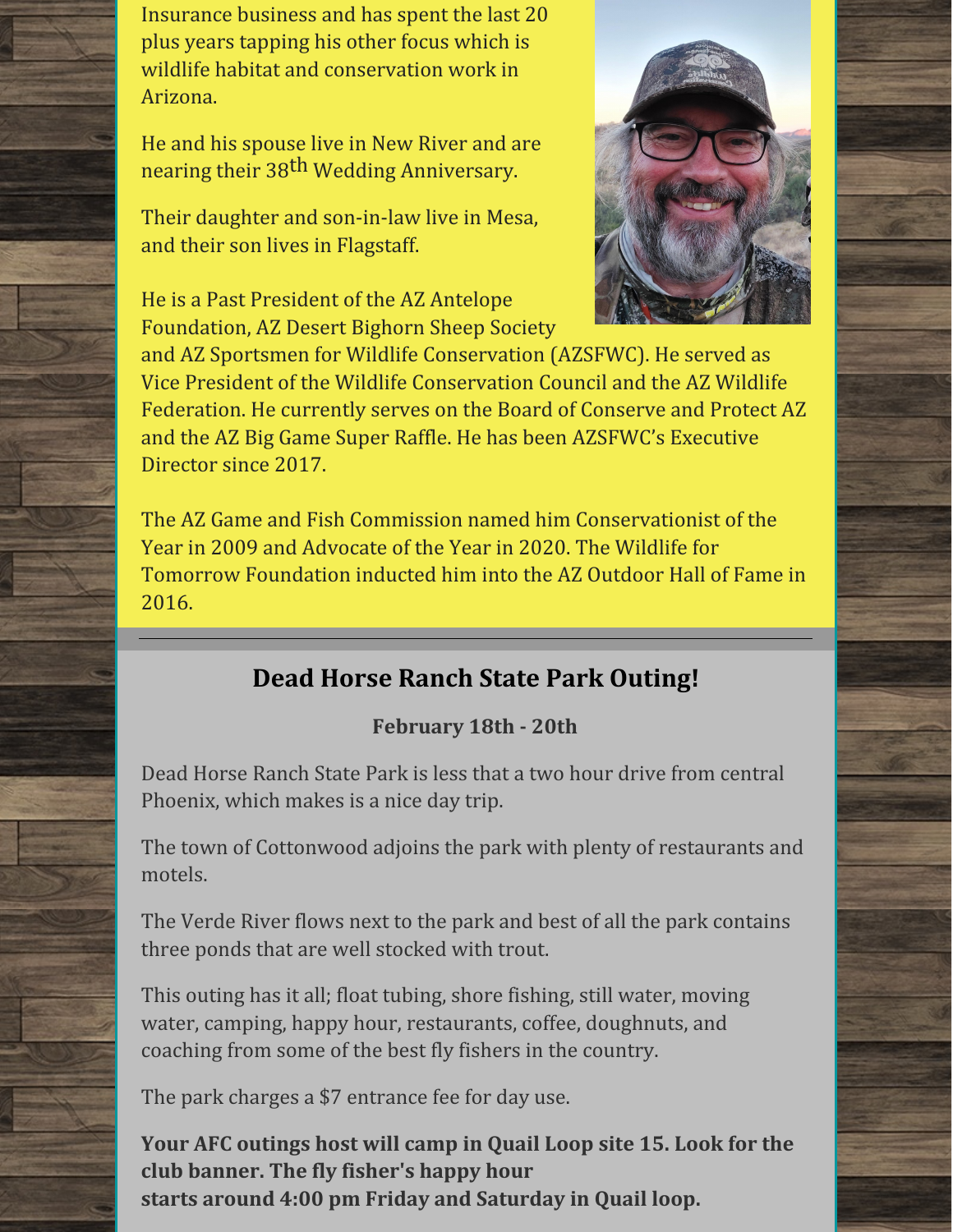Insurance business and has spent the last 20 plus years tapping his other focus which is wildlife habitat and conservation work in Arizona.

He and his spouse live in New River and are nearing their 38th Wedding Anniversary.

Their daughter and son-in-law live in Mesa, and their son lives in Flagstaff.

He is a Past President of the AZ Antelope Foundation, AZ Desert Bighorn Sheep Society and AZ Sportsmen for Wildlife Conservation (AZSFWC). He served as Vice President of the Wildlife Conservation Council and the AZ Wildlife Federation. He currently serves on the Board of Conserve and Protect AZ and the AZ Big Game Super Raffle. He has been AZSFWC's Executive Director since 2017.

The AZ Game and Fish Commission named him Conservationist of the Year in 2009 and Advocate of the Year in 2020. The Wildlife for Tomorrow Foundation inducted him into the AZ Outdoor Hall of Fame in 2016.

---

## Dead Horse Ranch State Park Outing!

**February 18th - 20th**

Dead Horse Ranch State Park is less that a two hour drive from central Phoenix, which makes is a nice day trip.

The town of Cottonwood adjoins the park with plenty of restaurants and motels.

The Verde River flows next to the park and best of all the park contains three ponds that are well stocked with trout.

This outing has it all; float tubing, shore fishing, still water, moving water, camping, happy hour, restaurants, coffee, doughnuts, and coaching from some of the best fly fishers in the country.

The park charges a $7 entrance fee for day use.

**Your AFC outings host will camp in Quail Loop site 15. Look for the club banner. The fly fisher's happy hour starts around 4:00 pm Friday and Saturday in Quail loop.**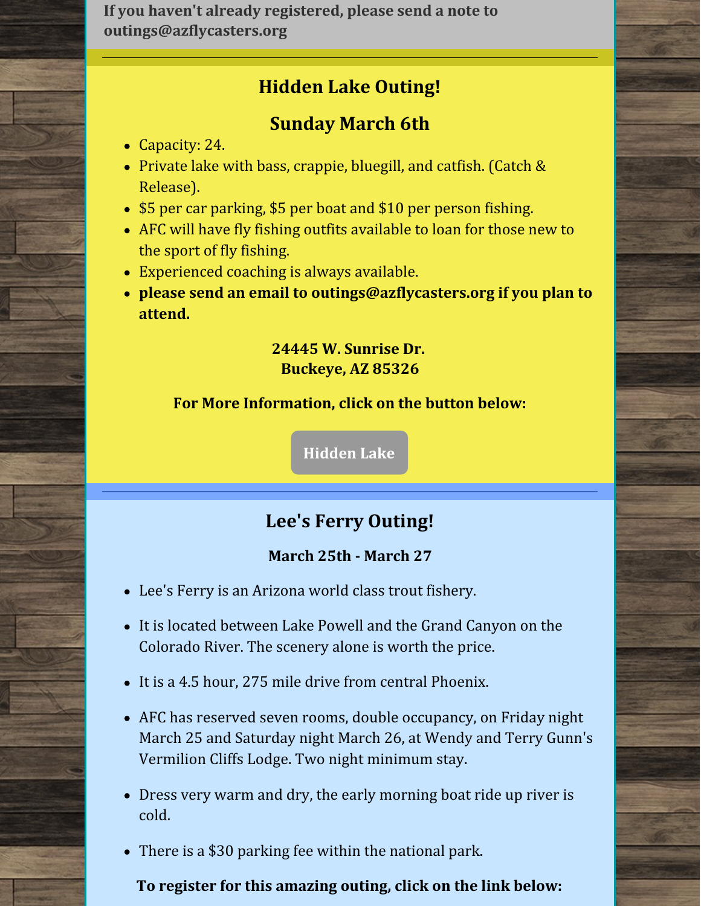**If you haven't already registered, please send a note to outings@azflycasters.org**

---

## Hidden Lake Outing!

## Sunday March 6th

- Capacity: 24.
- Private lake with bass, crappie, bluegill, and catfish. (Catch & Release).
- $5 per car parking, $5 per boat and $10 per person fishing.
- AFC will have fly fishing outfits available to loan for those new to the sport of fly fishing.
- Experienced coaching is always available.
- **please send an email to outings@azflycasters.org if you plan to attend.**

**24445 W. Sunrise Dr.**
**Buckeye, AZ 85326**

**For More Information, click on the button below:**

**Hidden Lake**

---

## Lee's Ferry Outing!

### March 25th - March 27

- Lee's Ferry is an Arizona world class trout fishery.
- It is located between Lake Powell and the Grand Canyon on the Colorado River. The scenery alone is worth the price.
- It is a 4.5 hour, 275 mile drive from central Phoenix.
- AFC has reserved seven rooms, double occupancy, on Friday night March 25 and Saturday night March 26, at Wendy and Terry Gunn's Vermilion Cliffs Lodge. Two night minimum stay.
- Dress very warm and dry, the early morning boat ride up river is cold.
- There is a $30 parking fee within the national park.

**To register for this amazing outing, click on the link below:**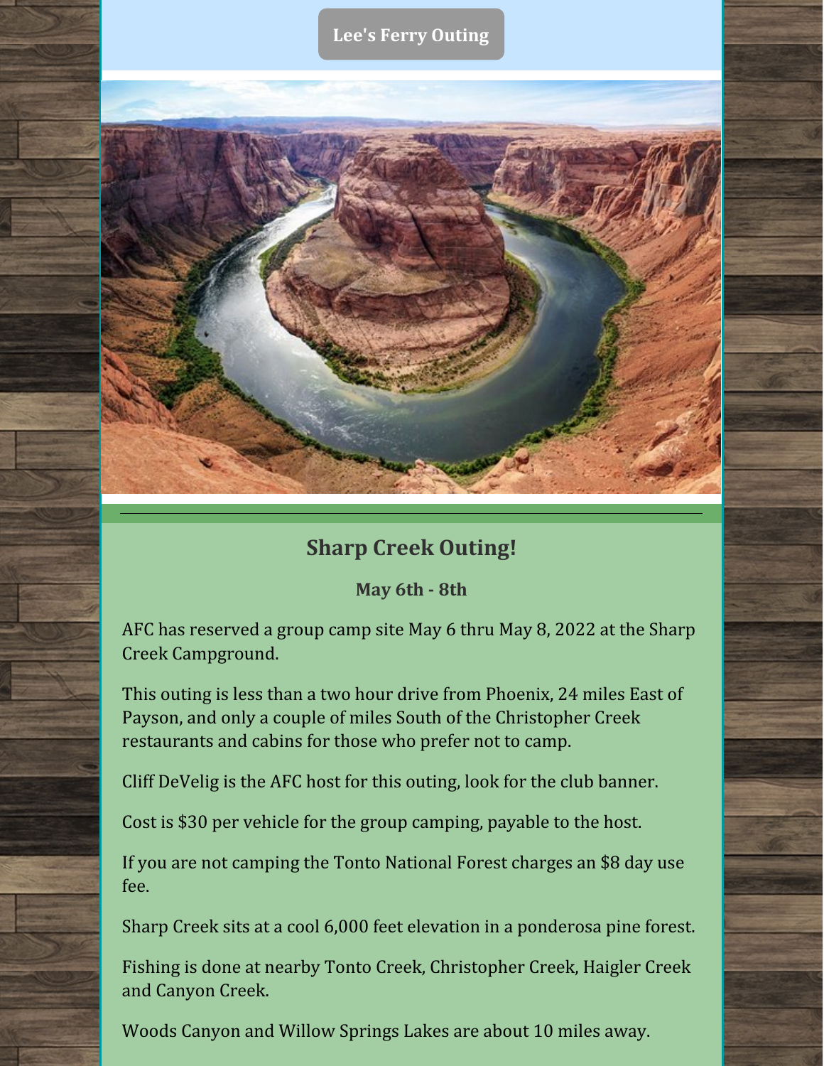**Lee's Ferry Outing**

## Sharp Creek Outing!

**May 6th - 8th**

AFC has reserved a group camp site May 6 thru May 8, 2022 at the Sharp Creek Campground.

This outing is less than a two hour drive from Phoenix, 24 miles East of Payson, and only a couple of miles South of the Christopher Creek restaurants and cabins for those who prefer not to camp.

Cliff DeVelig is the AFC host for this outing, look for the club banner.

Cost is $30 per vehicle for the group camping, payable to the host.

If you are not camping the Tonto National Forest charges an $8 day use fee.

Sharp Creek sits at a cool 6,000 feet elevation in a ponderosa pine forest.

Fishing is done at nearby Tonto Creek, Christopher Creek, Haigler Creek and Canyon Creek.

Woods Canyon and Willow Springs Lakes are about 10 miles away.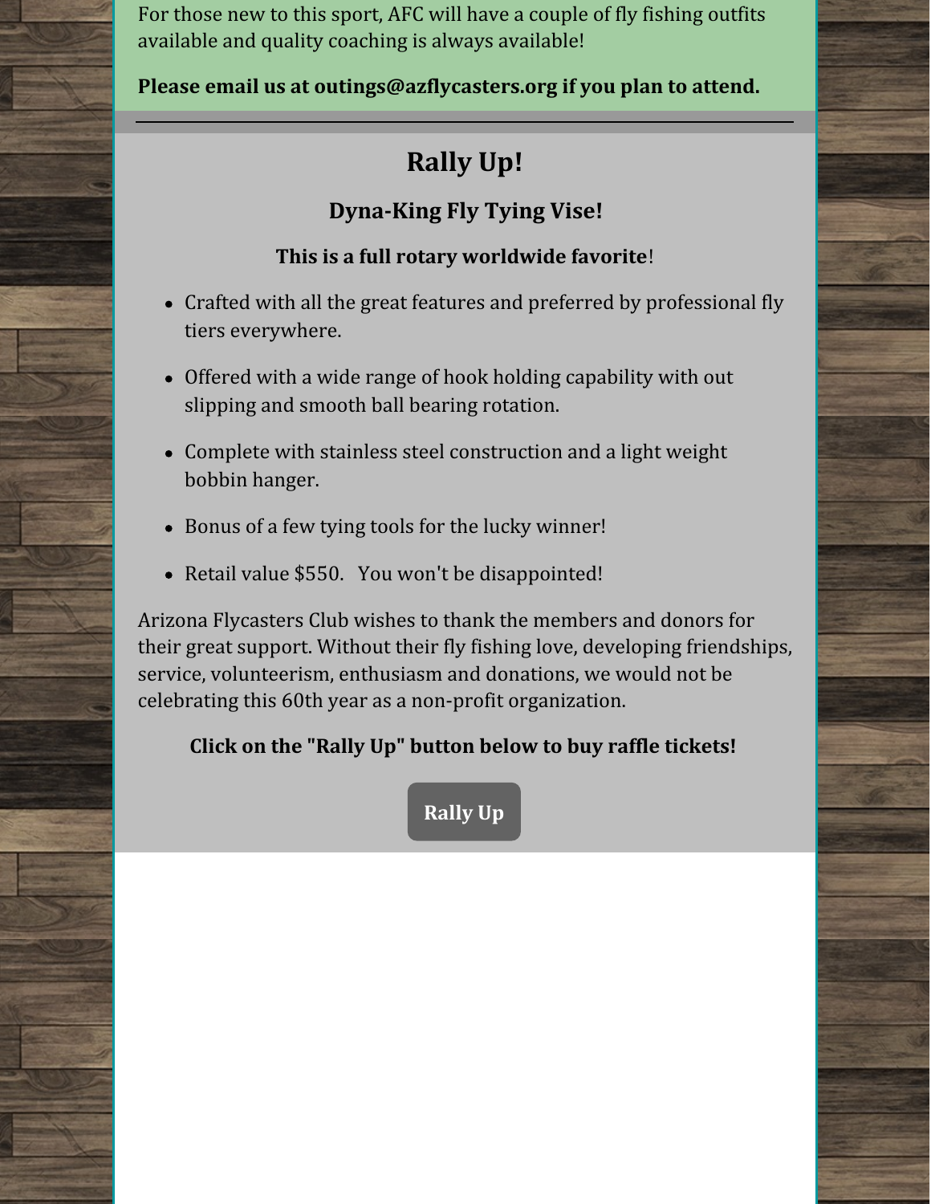For those new to this sport, AFC will have a couple of fly fishing outfits available and quality coaching is always available!

**Please email us at outings@azflycasters.org if you plan to attend.**

---

## Rally Up!

### Dyna-King Fly Tying Vise!

**This is a full rotary worldwide favorite**!

- Crafted with all the great features and preferred by professional fly tiers everywhere.
- Offered with a wide range of hook holding capability with out slipping and smooth ball bearing rotation.
- Complete with stainless steel construction and a light weight bobbin hanger.
- Bonus of a few tying tools for the lucky winner!
- Retail value $550. You won't be disappointed!

Arizona Flycasters Club wishes to thank the members and donors for their great support. Without their fly fishing love, developing friendships, service, volunteerism, enthusiasm and donations, we would not be celebrating this 60th year as a non-profit organization.

**Click on the "Rally Up" button below to buy raffle tickets!**

**Rally Up**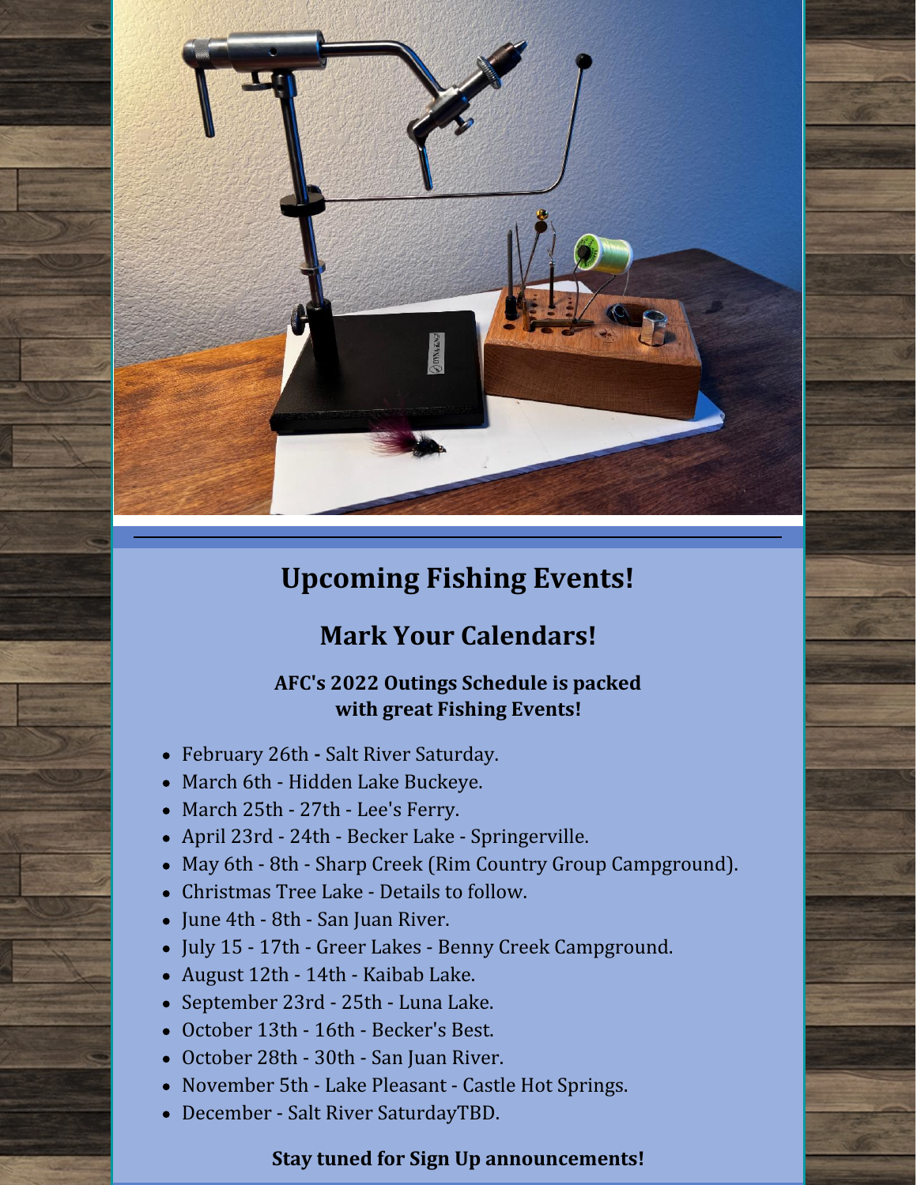## Upcoming Fishing Events!

### Mark Your Calendars!

**AFC's 2022 Outings Schedule is packed with great Fishing Events!**

- February 26th **-** Salt River Saturday.
- March 6th - Hidden Lake Buckeye.
- March 25th - 27th - Lee's Ferry.
- April 23rd - 24th - Becker Lake - Springerville.
- May 6th - 8th - Sharp Creek (Rim Country Group Campground).
- Christmas Tree Lake - Details to follow.
- June 4th - 8th - San Juan River.
- July 15 - 17th - Greer Lakes - Benny Creek Campground.
- August 12th - 14th - Kaibab Lake.
- September 23rd - 25th - Luna Lake.
- October 13th - 16th - Becker's Best.
- October 28th - 30th - San Juan River.
- November 5th - Lake Pleasant - Castle Hot Springs.
- December - Salt River SaturdayTBD.

**Stay tuned for Sign Up announcements!**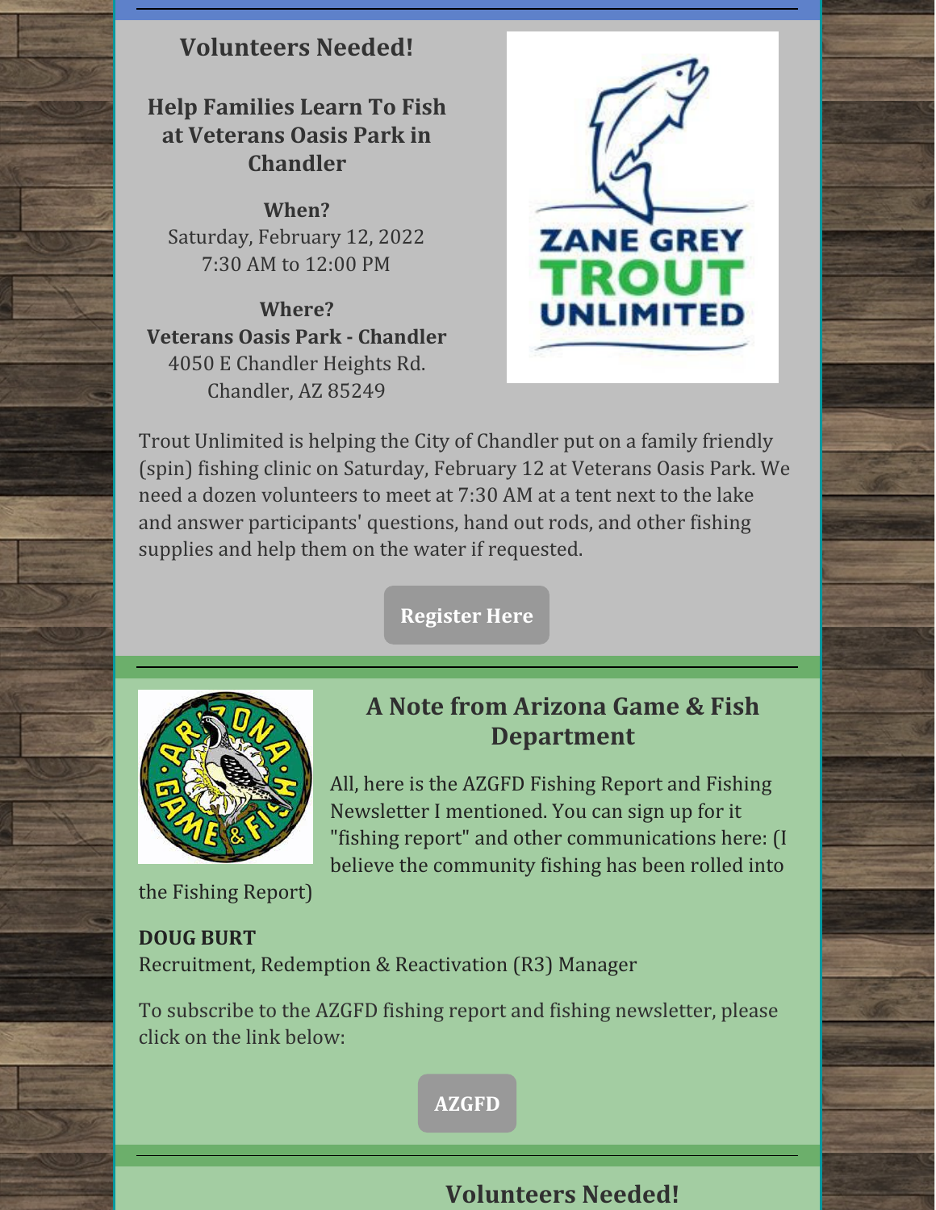## Volunteers Needed!

### Help Families Learn To Fish at Veterans Oasis Park in Chandler

**When?**
Saturday, February 12, 2022
7:30 AM to 12:00 PM

**Where?**
**Veterans Oasis Park - Chandler**
4050 E Chandler Heights Rd.
Chandler, AZ 85249

Trout Unlimited is helping the City of Chandler put on a family friendly (spin) fishing clinic on Saturday, February 12 at Veterans Oasis Park. We need a dozen volunteers to meet at 7:30 AM at a tent next to the lake and answer participants' questions, hand out rods, and other fishing supplies and help them on the water if requested.

**Register Here**

## A Note from Arizona Game & Fish Department

All, here is the AZGFD Fishing Report and Fishing Newsletter I mentioned. You can sign up for it "fishing report" and other communications here: (I believe the community fishing has been rolled into the Fishing Report)

**DOUG BURT**
Recruitment, Redemption & Reactivation (R3) Manager

To subscribe to the AZGFD fishing report and fishing newsletter, please click on the link below:

**AZGFD**

## Volunteers Needed!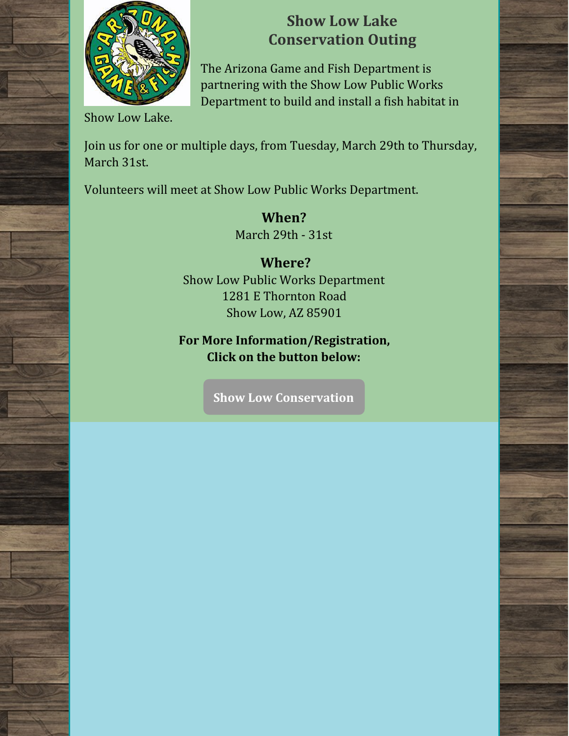## Show Low Lake Conservation Outing

The Arizona Game and Fish Department is partnering with the Show Low Public Works Department to build and install a fish habitat in Show Low Lake.

Join us for one or multiple days, from Tuesday, March 29th to Thursday, March 31st.

Volunteers will meet at Show Low Public Works Department.

**When?**
March 29th - 31st

**Where?**
Show Low Public Works Department
1281 E Thornton Road
Show Low, AZ 85901

**For More Information/Registration, Click on the button below:**

**Show Low Conservation**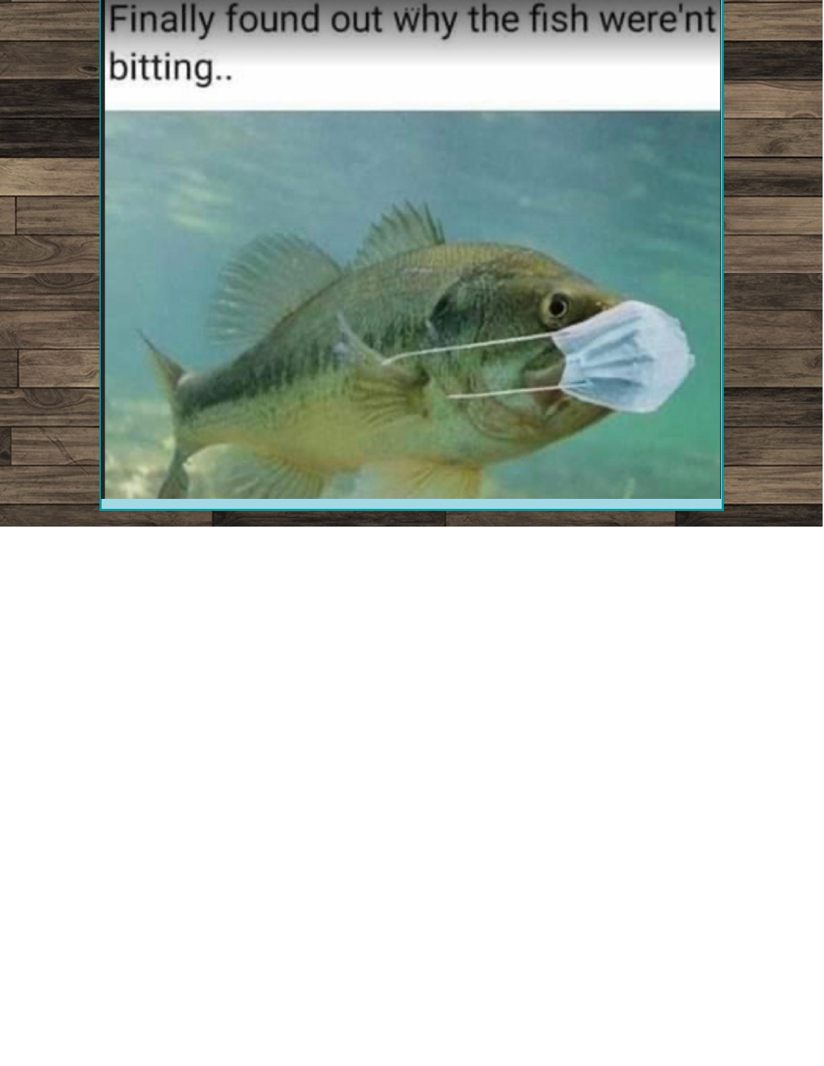Finally found out why the fish were'nt bitting..